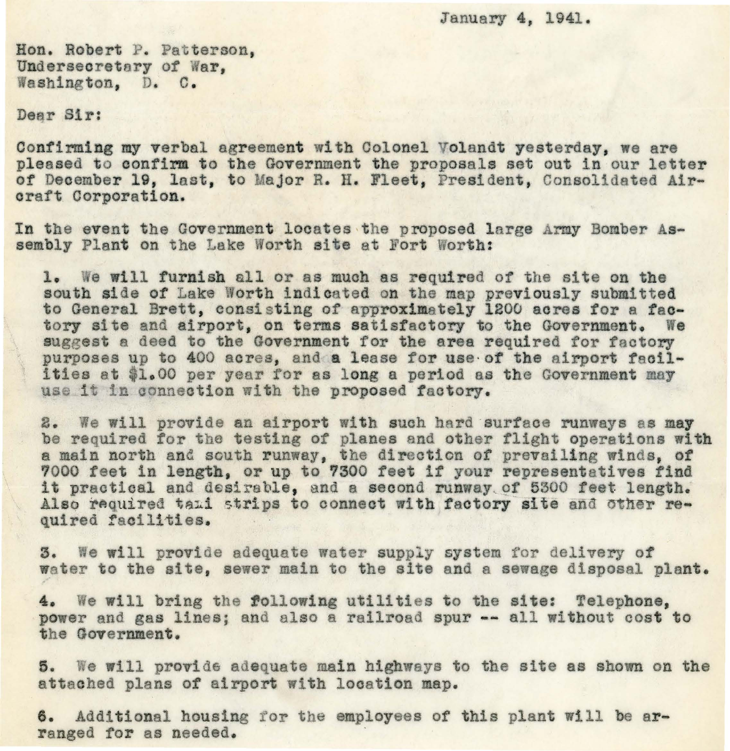January 4, 1941.

Hon. Robert P. Patterson,
Undersecretary of War,
Washington, D. C.

Dear Sir:

Confirming my verbal agreement with Colonel Volandt yesterday, we are pleased to confirm to the Government the proposals set out in our letter of December 19, last, to Major R. H. Fleet, President, Consolidated Aircraft Corporation.

In the event the Government locates the proposed large Army Bomber Assembly Plant on the Lake Worth site at Fort Worth:

1. We will furnish all or as much as required of the site on the south side of Lake Worth indicated on the map previously submitted to General Brett, consisting of approximately 1200 acres for a factory site and airport, on terms satisfactory to the Government. We suggest a deed to the Government for the area required for factory purposes up to 400 acres, and a lease for use of the airport facilities at $1.00 per year for as long a period as the Government may use it in connection with the proposed factory.

2. We will provide an airport with such hard surface runways as may be required for the testing of planes and other flight operations with a main north and south runway, the direction of prevailing winds, of 7000 feet in length, or up to 7300 feet if your representatives find it practical and desirable, and a second runway of 5300 feet length. Also required taxi strips to connect with factory site and other required facilities.

3. We will provide adequate water supply system for delivery of water to the site, sewer main to the site and a sewage disposal plant.

4. We will bring the following utilities to the site: Telephone, power and gas lines; and also a railroad spur -- all without cost to the Government.

5. We will provide adequate main highways to the site as shown on the attached plans of airport with location map.

6. Additional housing for the employees of this plant will be arranged for as needed.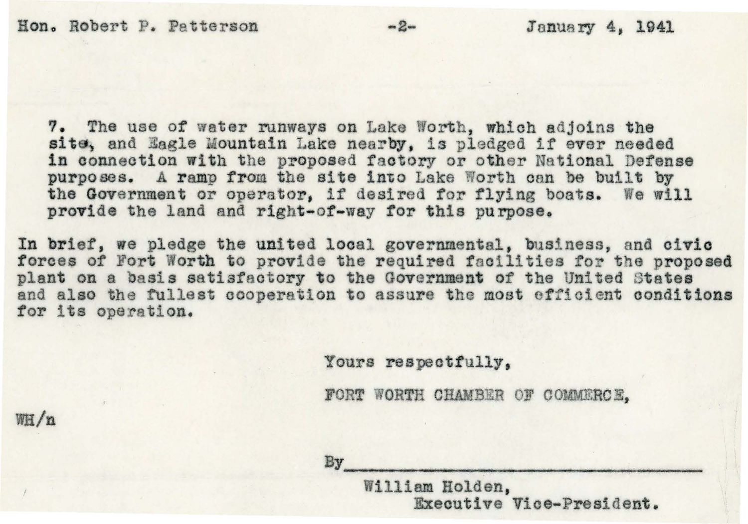7. The use of water runways on Lake Worth, which adjoins the site, and Eagle Mountain Lake nearby, is pledged if ever needed in connection with the proposed factory or other National Defense purposes. A ramp from the site into Lake Worth can be built by the Government or operator, if desired for flying boats. We will provide the land and right-of-way for this purpose.

In brief, we pledge the united local governmental, business, and civic forces of Fort Worth to provide the required facilities for the proposed plant on a basis satisfactory to the Government of the United States and also the fullest cooperation to assure the most efficient conditions for its operation.

Yours respectfully,

FORT WORTH CHAMBER OF COMMERCE,

WH/n

By\_\_\_\_\_\_\_\_\_\_\_\_\_\_\_\_\_\_\_\_\_\_\_\_\_\_\_\_

William Holden,
Executive Vice-President.